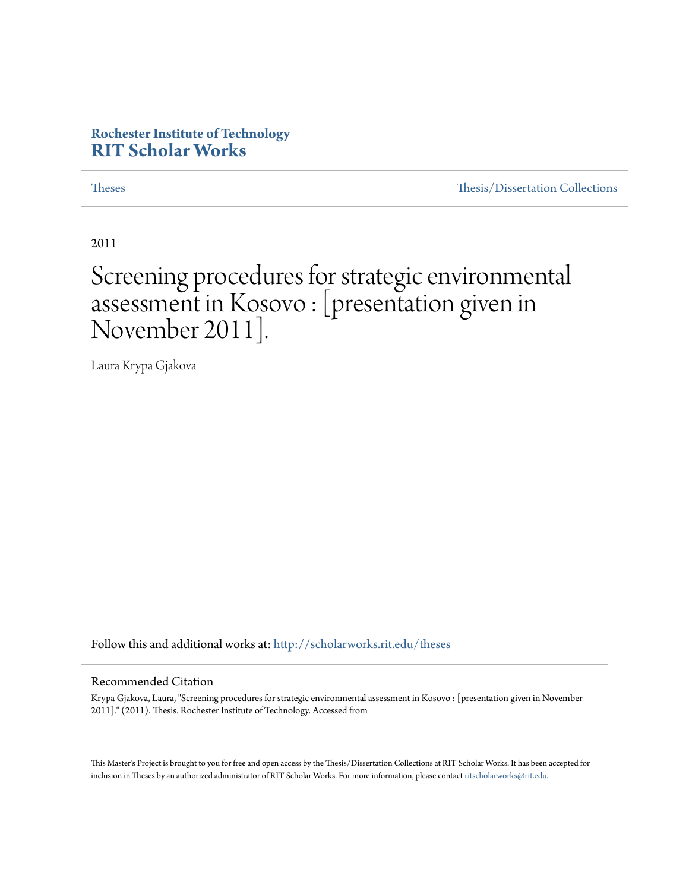Rochester Institute of Technology
**RIT Scholar Works**

Theses | Thesis/Dissertation Collections

2011

# Screening procedures for strategic environmental assessment in Kosovo : [presentation given in November 2011].

Laura Krypa Gjakova

Follow this and additional works at: http://scholarworks.rit.edu/theses

## Recommended Citation

Krypa Gjakova, Laura, "Screening procedures for strategic environmental assessment in Kosovo : [presentation given in November 2011]." (2011). Thesis. Rochester Institute of Technology. Accessed from

This Master's Project is brought to you for free and open access by the Thesis/Dissertation Collections at RIT Scholar Works. It has been accepted for inclusion in Theses by an authorized administrator of RIT Scholar Works. For more information, please contact ritscholarworks@rit.edu.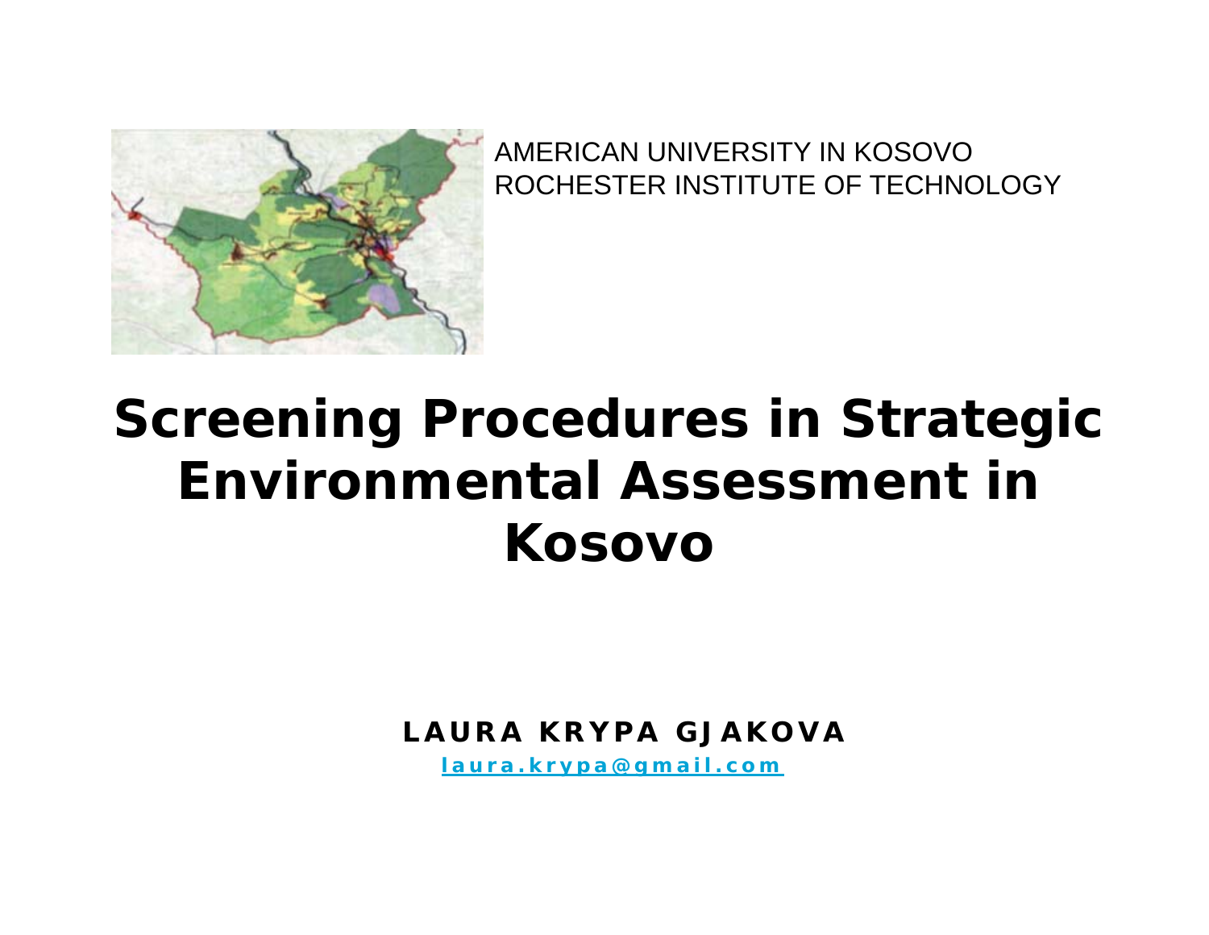AMERICAN UNIVERSITY IN KOSOVO
ROCHESTER INSTITUTE OF TECHNOLOGY

# Screening Procedures in Strategic Environmental Assessment in Kosovo

**LAURA KRYPA GJAKOVA**

laura.krypa@gmail.com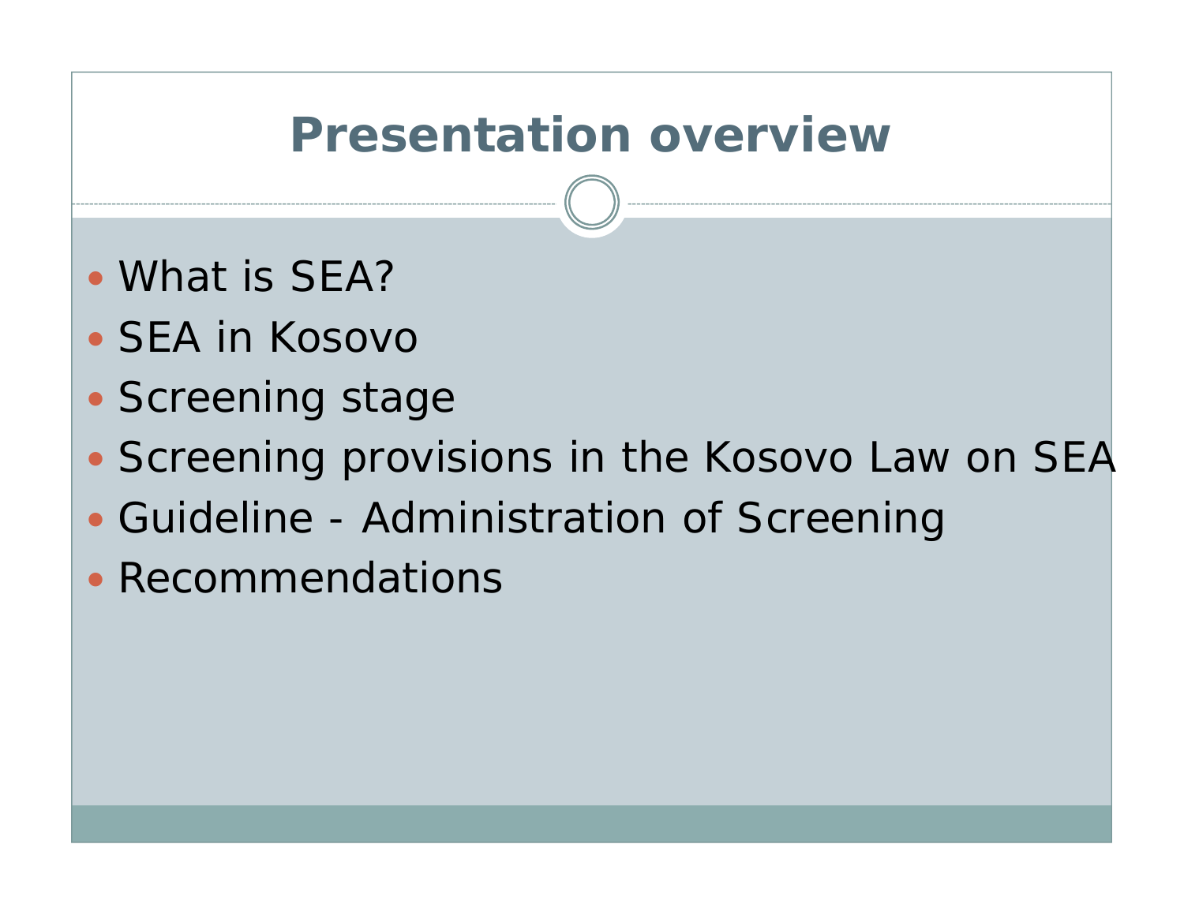# Presentation overview

- What is SEA?
- SEA in Kosovo
- Screening stage
- Screening provisions in the Kosovo Law on SEA
- Guideline - Administration of Screening
- Recommendations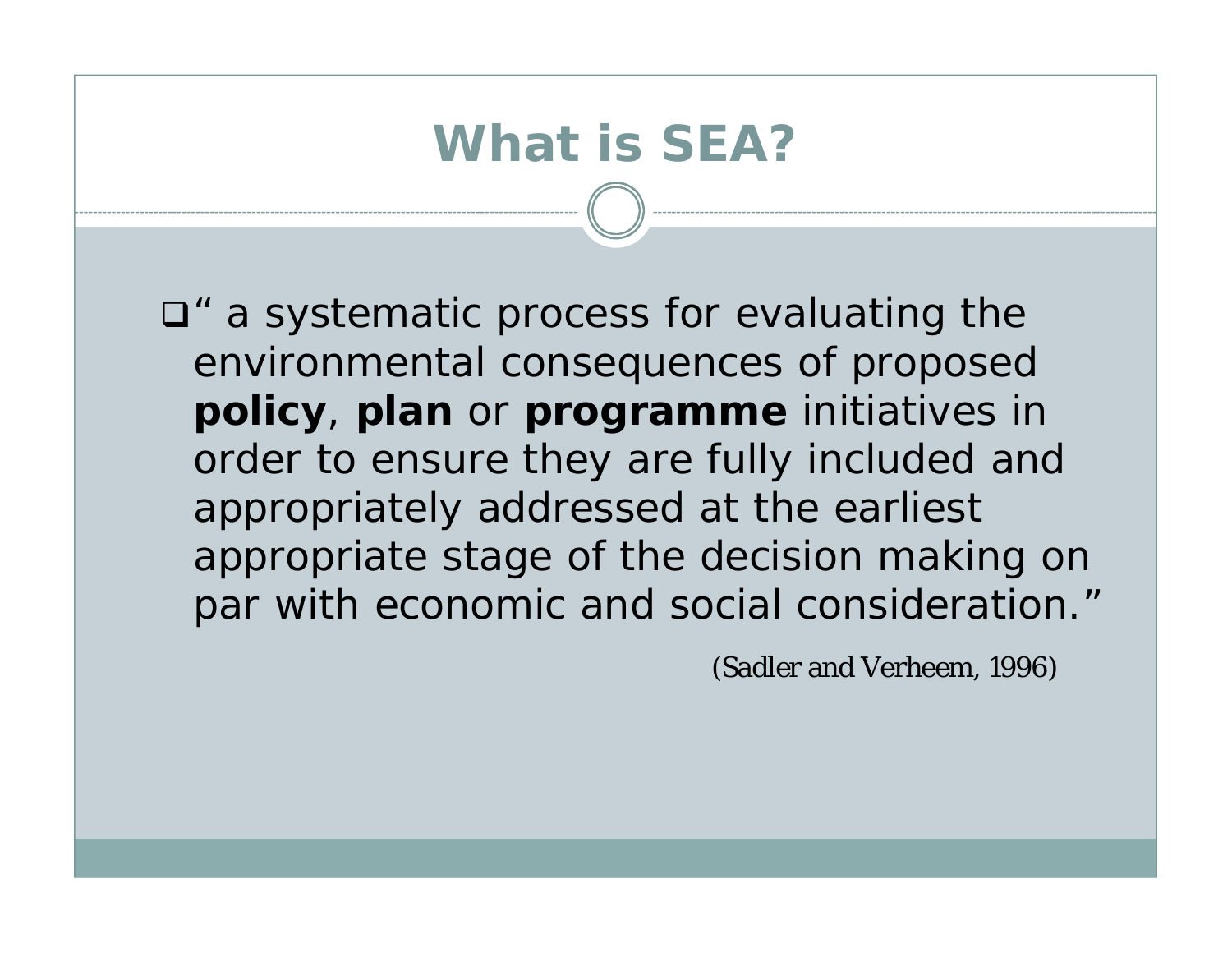# What is SEA?

- " a systematic process for evaluating the environmental consequences of proposed **policy**, **plan** or **programme** initiatives in order to ensure they are fully included and appropriately addressed at the earliest appropriate stage of the decision making on par with economic and social consideration."

(Sadler and Verheem, 1996)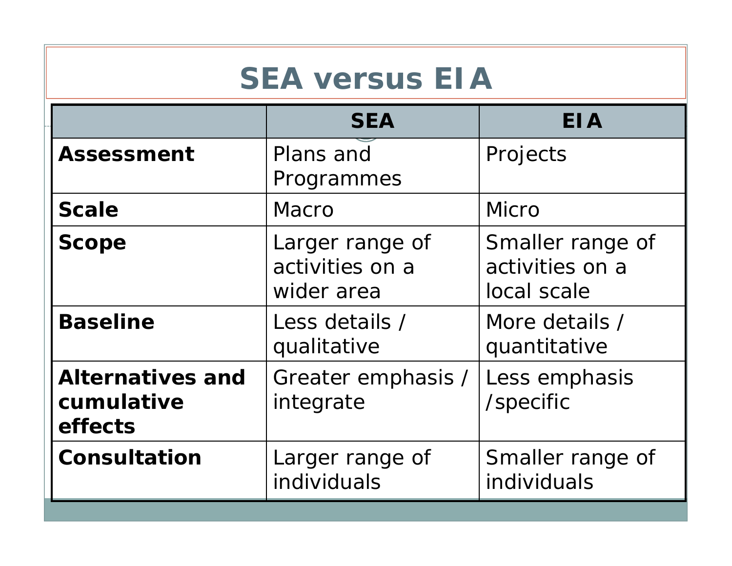# SEA versus EIA

| | SEA | EIA |
|---|---|---|
| **Assessment** | Plans and Programmes | Projects |
| **Scale** | Macro | Micro |
| **Scope** | Larger range of activities on a wider area | Smaller range of activities on a local scale |
| **Baseline** | Less details / qualitative | More details / quantitative |
| **Alternatives and cumulative effects** | Greater emphasis / integrate | Less emphasis /specific |
| **Consultation** | Larger range of individuals | Smaller range of individuals |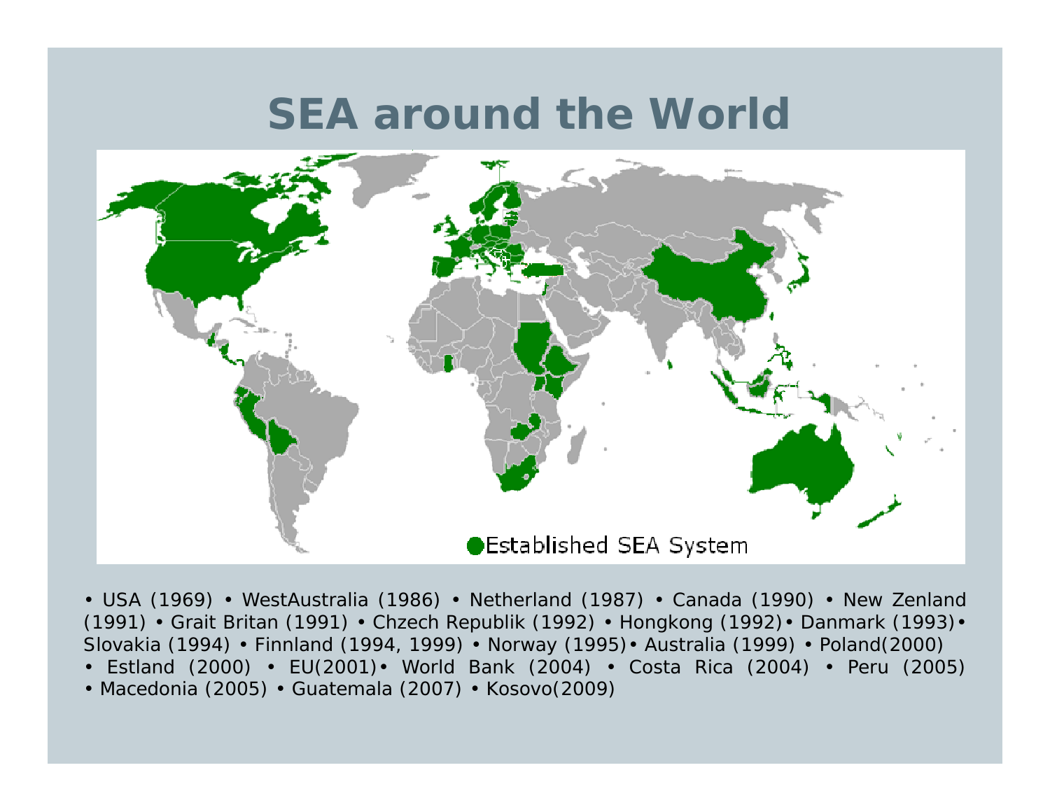# SEA around the World

Established SEA System

• USA (1969) • WestAustralia (1986) • Netherland (1987) • Canada (1990) • New Zenland (1991) • Grait Britan (1991) • Chzech Republik (1992) • Hongkong (1992)• Danmark (1993)• Slovakia (1994) • Finnland (1994, 1999) • Norway (1995)• Australia (1999) • Poland(2000) • Estland (2000) • EU(2001)• World Bank (2004) • Costa Rica (2004) • Peru (2005) • Macedonia (2005) • Guatemala (2007) • Kosovo(2009)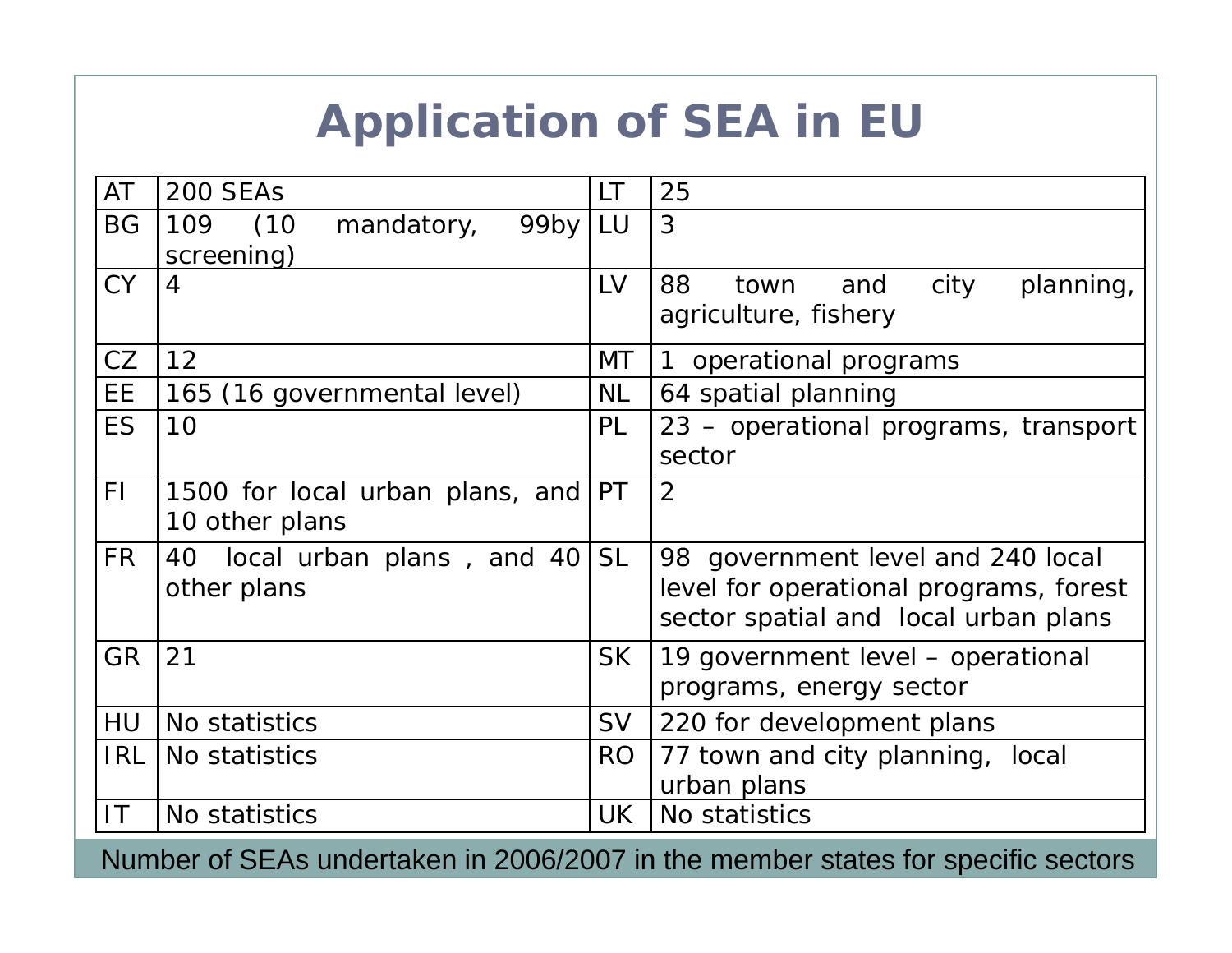# Application of SEA in EU

| | | | |
|---|---|---|---|
| AT | 200 SEAs | LT | 25 |
| BG | 109 (10 mandatory, 99by screening) | LU | 3 |
| CY | 4 | LV | 88 town and city planning, agriculture, fishery |
| CZ | 12 | MT | 1 operational programs |
| EE | 165 (16 governmental level) | NL | 64 spatial planning |
| ES | 10 | PL | 23 – operational programs, transport sector |
| FI | 1500 for local urban plans, and 10 other plans | PT | 2 |
| FR | 40 local urban plans , and 40 other plans | SL | 98 government level and 240 local level for operational programs, forest sector spatial and local urban plans |
| GR | 21 | SK | 19 government level – operational programs, energy sector |
| HU | No statistics | SV | 220 for development plans |
| IRL | No statistics | RO | 77 town and city planning, local urban plans |
| IT | No statistics | UK | No statistics |

Number of SEAs undertaken in 2006/2007 in the member states for specific sectors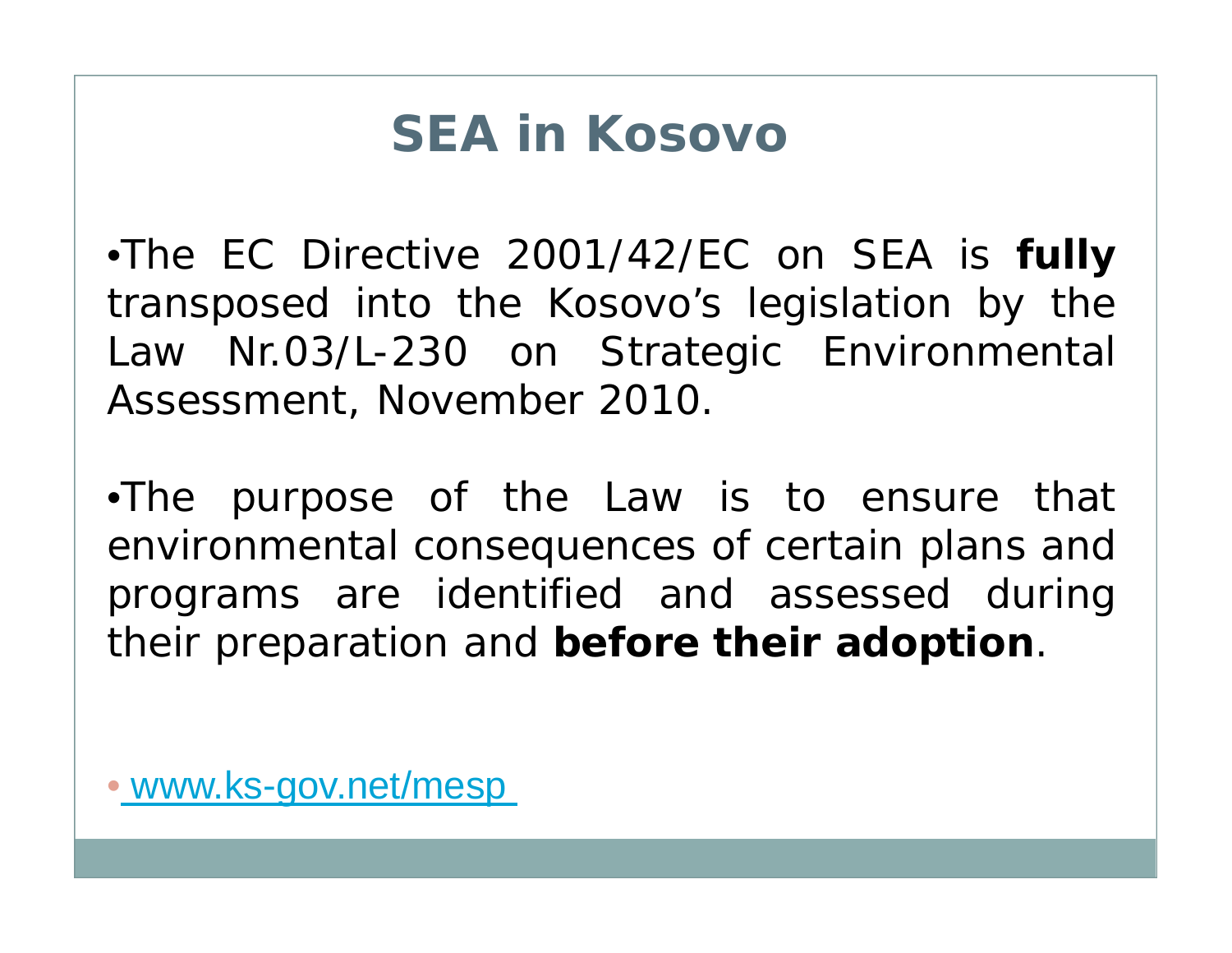# SEA in Kosovo

- The EC Directive 2001/42/EC on SEA is **fully** transposed into the Kosovo's legislation by the Law Nr.03/L-230 on Strategic Environmental Assessment, November 2010.

- The purpose of the Law is to ensure that environmental consequences of certain plans and programs are identified and assessed during their preparation and **before their adoption**.

- www.ks-gov.net/mesp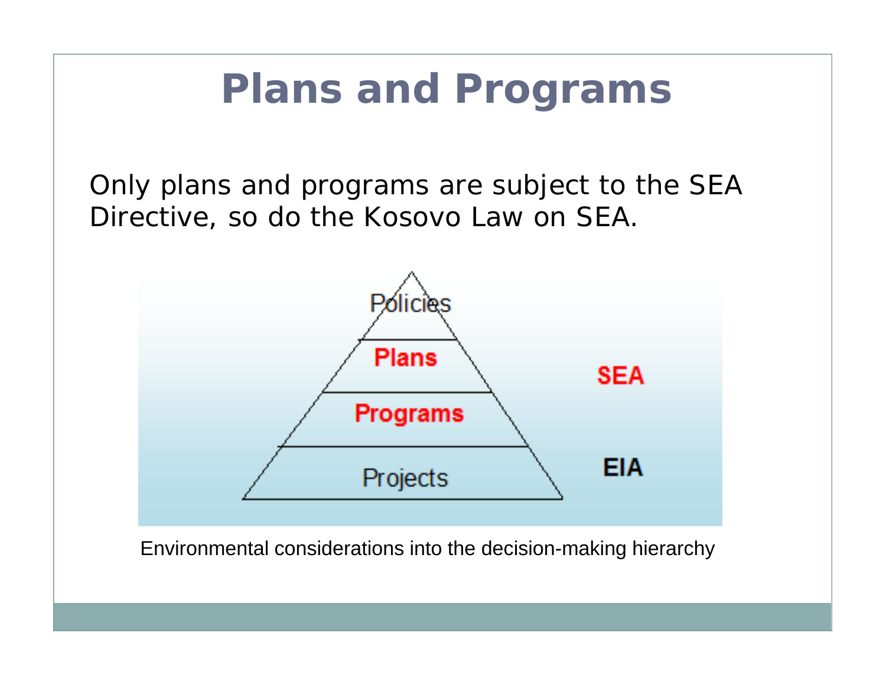# Plans and Programs

Only plans and programs are subject to the SEA Directive, so do the Kosovo Law on SEA.

Policies

Plans

Programs

Projects

SEA

EIA

Environmental considerations into the decision-making hierarchy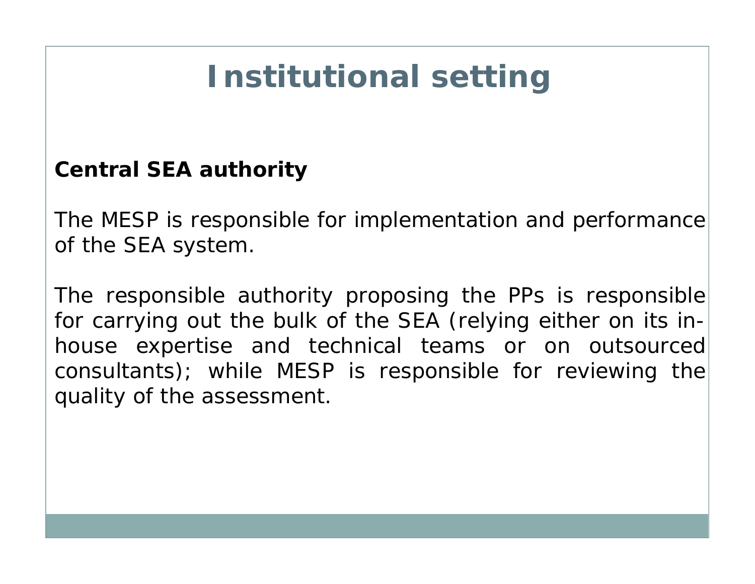# Institutional setting

**Central SEA authority**

The MESP is responsible for implementation and performance of the SEA system.

The responsible authority proposing the PPs is responsible for carrying out the bulk of the SEA (relying either on its in-house expertise and technical teams or on outsourced consultants); while MESP is responsible for reviewing the quality of the assessment.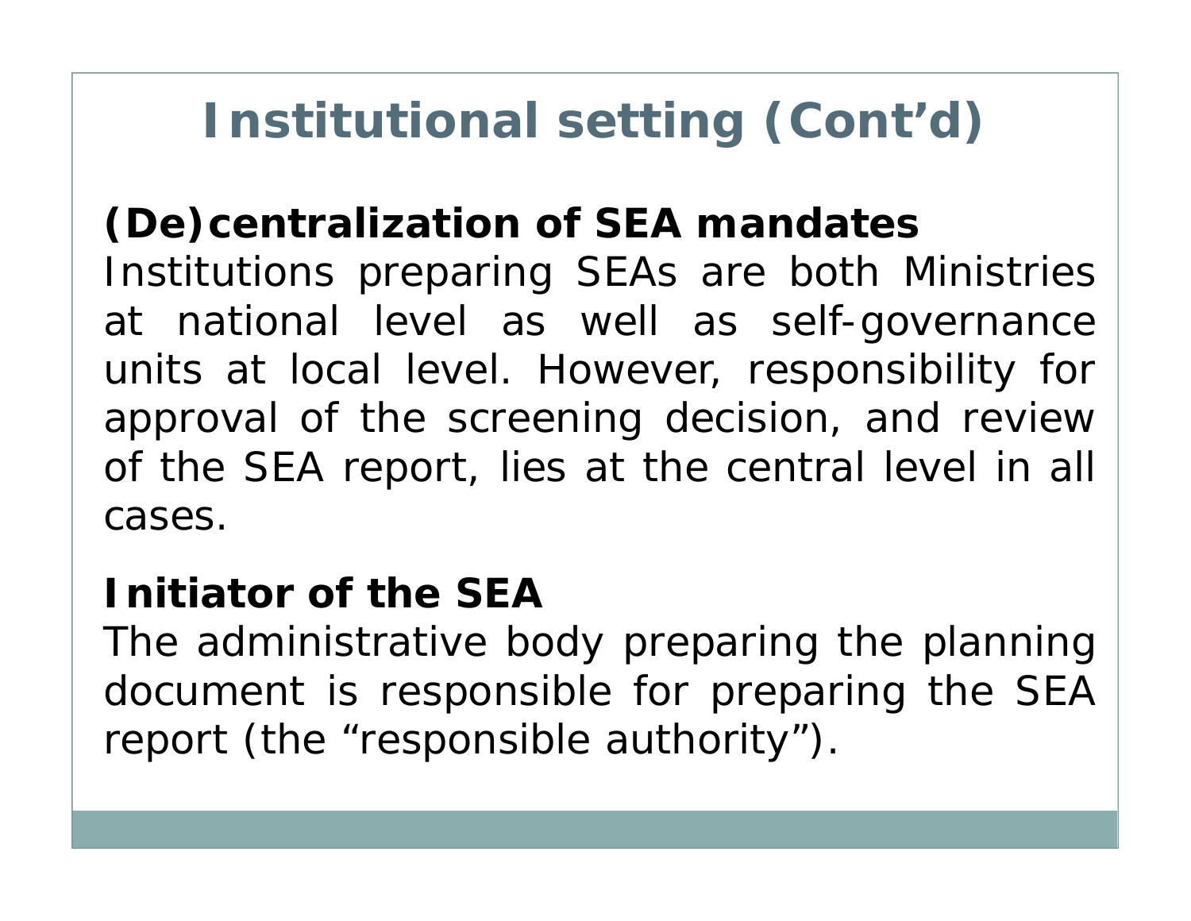# Institutional setting (Cont'd)

**(De)centralization of SEA mandates**

Institutions preparing SEAs are both Ministries at national level as well as self-governance units at local level. However, responsibility for approval of the screening decision, and review of the SEA report, lies at the central level in all cases.

**Initiator of the SEA**

The administrative body preparing the planning document is responsible for preparing the SEA report (the "responsible authority").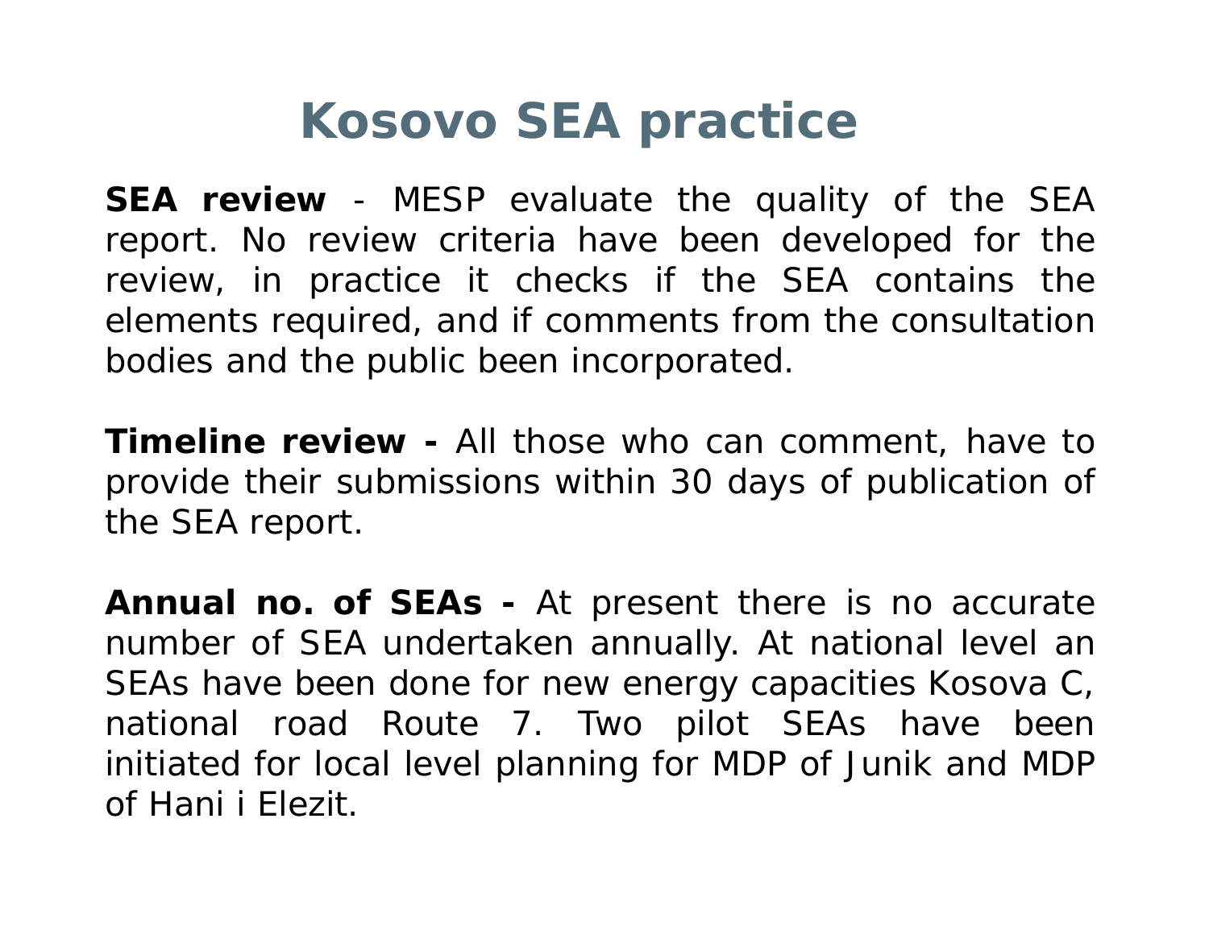# Kosovo SEA practice

**SEA review** - MESP evaluate the quality of the SEA report. No review criteria have been developed for the review, in practice it checks if the SEA contains the elements required, and if comments from the consultation bodies and the public been incorporated.

**Timeline review -** All those who can comment, have to provide their submissions within 30 days of publication of the SEA report.

**Annual no. of SEAs -** At present there is no accurate number of SEA undertaken annually. At national level an SEAs have been done for new energy capacities Kosova C, national road Route 7. Two pilot SEAs have been initiated for local level planning for MDP of Junik and MDP of Hani i Elezit.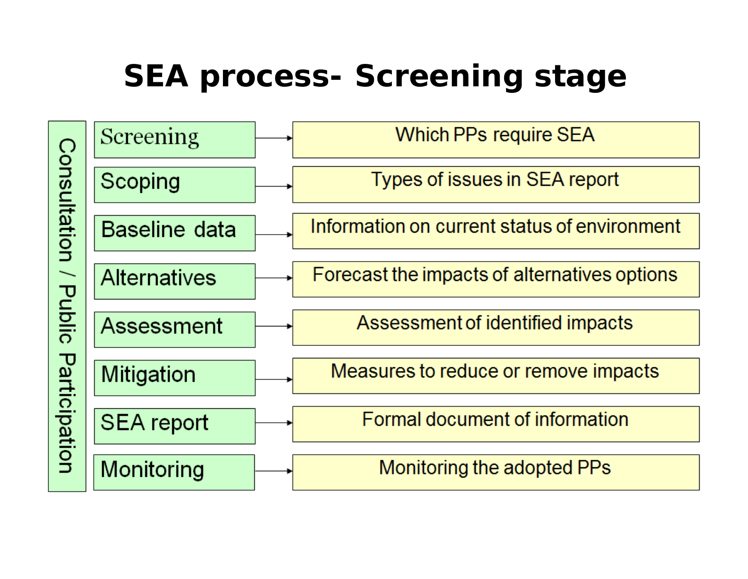# SEA process- Screening stage

Consultation / Public Participation

| Stage | Description |
|---|---|
| Screening | Which PPs require SEA |
| Scoping | Types of issues in SEA report |
| Baseline data | Information on current status of environment |
| Alternatives | Forecast the impacts of alternatives options |
| Assessment | Assessment of identified impacts |
| Mitigation | Measures to reduce or remove impacts |
| SEA report | Formal document of information |
| Monitoring | Monitoring the adopted PPs |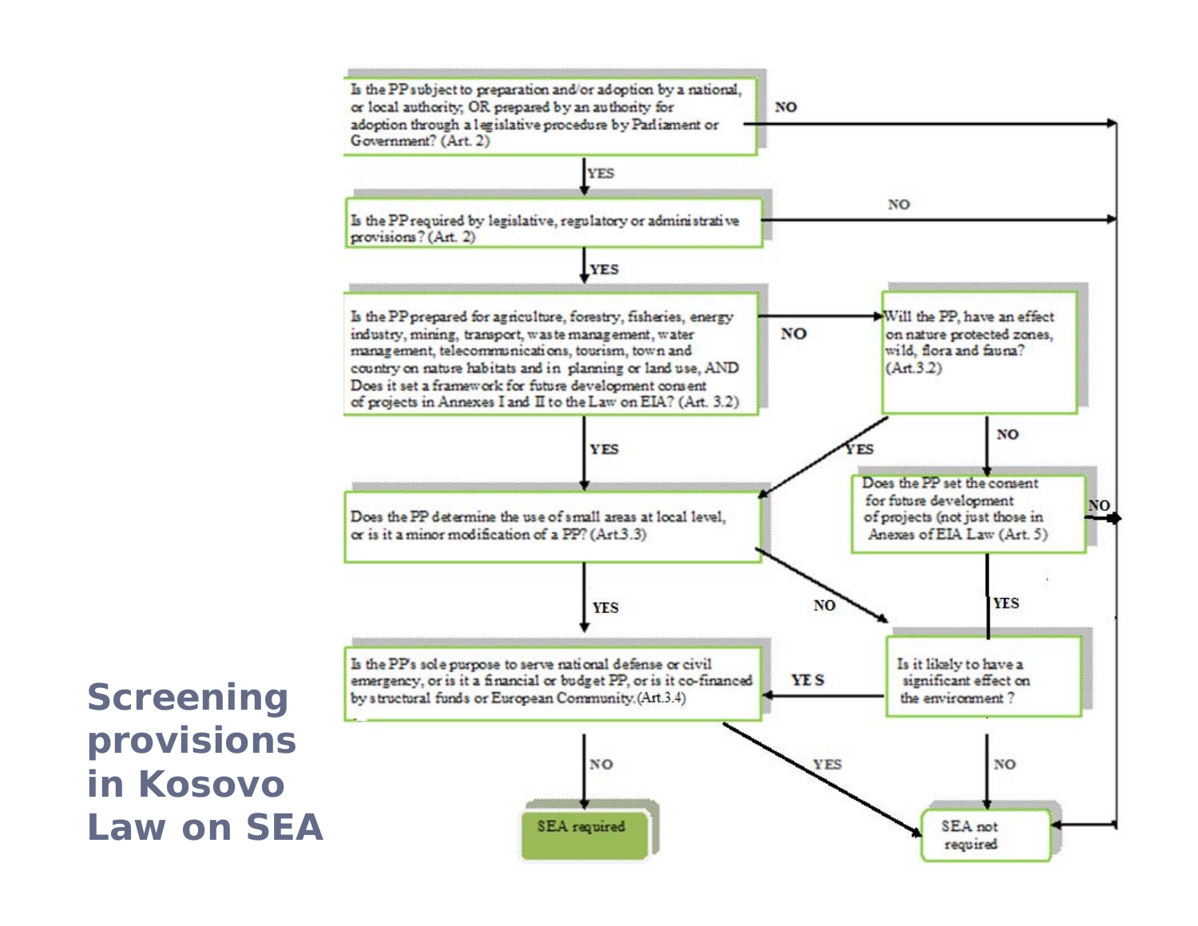# Screening provisions in Kosovo Law on SEA

Is the PP subject to preparation and/or adoption by a national, or local authority, OR prepared by an authority for adoption through a legislative procedure by Parliament or Government? (Art. 2)

- NO → SEA not required
- YES ↓

Is the PP required by legislative, regulatory or administrative provisions? (Art. 2)

- NO → SEA not required
- YES ↓

Is the PP prepared for agriculture, forestry, fisheries, energy industry, mining, transport, waste management, water management, telecommunications, tourism, town and country on nature habitats and in planning or land use, AND Does it set a framework for future development consent of projects in Annexes I and II to the Law on EIA? (Art. 3.2)

- NO → Will the PP, have an effect on nature protected zones, wild, flora and fauna? (Art.3.2)
  - YES → Does the PP determine the use of small areas at local level, or is it a minor modification of a PP? (Art.3.3)
  - NO → Does the PP set the consent for future development of projects (not just those in Anexes of EIA Law (Art. 5)
    - NO → SEA not required
    - YES → Is it likely to have a significant effect on the environment?
- YES ↓

Does the PP determine the use of small areas at local level, or is it a minor modification of a PP? (Art.3.3)

- NO → Is it likely to have a significant effect on the environment?
  - YES → Is the PP's sole purpose to serve national defense or civil emergency, or is it a financial or budget PP, or is it co-financed by structural funds or European Community.(Art.3.4)
  - NO → SEA not required
- YES ↓

Is the PP's sole purpose to serve national defense or civil emergency, or is it a financial or budget PP, or is it co-financed by structural funds or European Community.(Art.3.4)

- YES → SEA not required
- NO → SEA required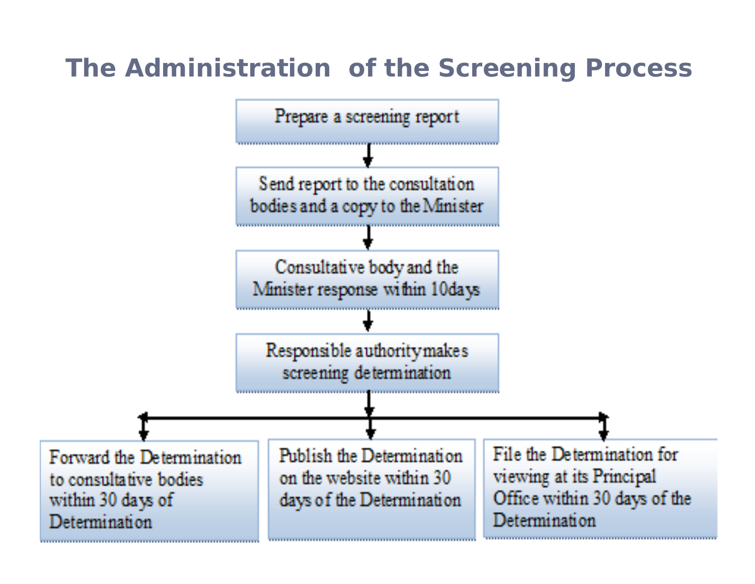# The Administration of the Screening Process

1. Prepare a screening report
2. Send report to the consultation bodies and a copy to the Minister
3. Consultative body and the Minister response within 10days
4. Responsible authority makes screening determination
5. Then:
   - Forward the Determination to consultative bodies within 30 days of Determination
   - Publish the Determination on the website within 30 days of the Determination
   - File the Determination for viewing at its Principal Office within 30 days of the Determination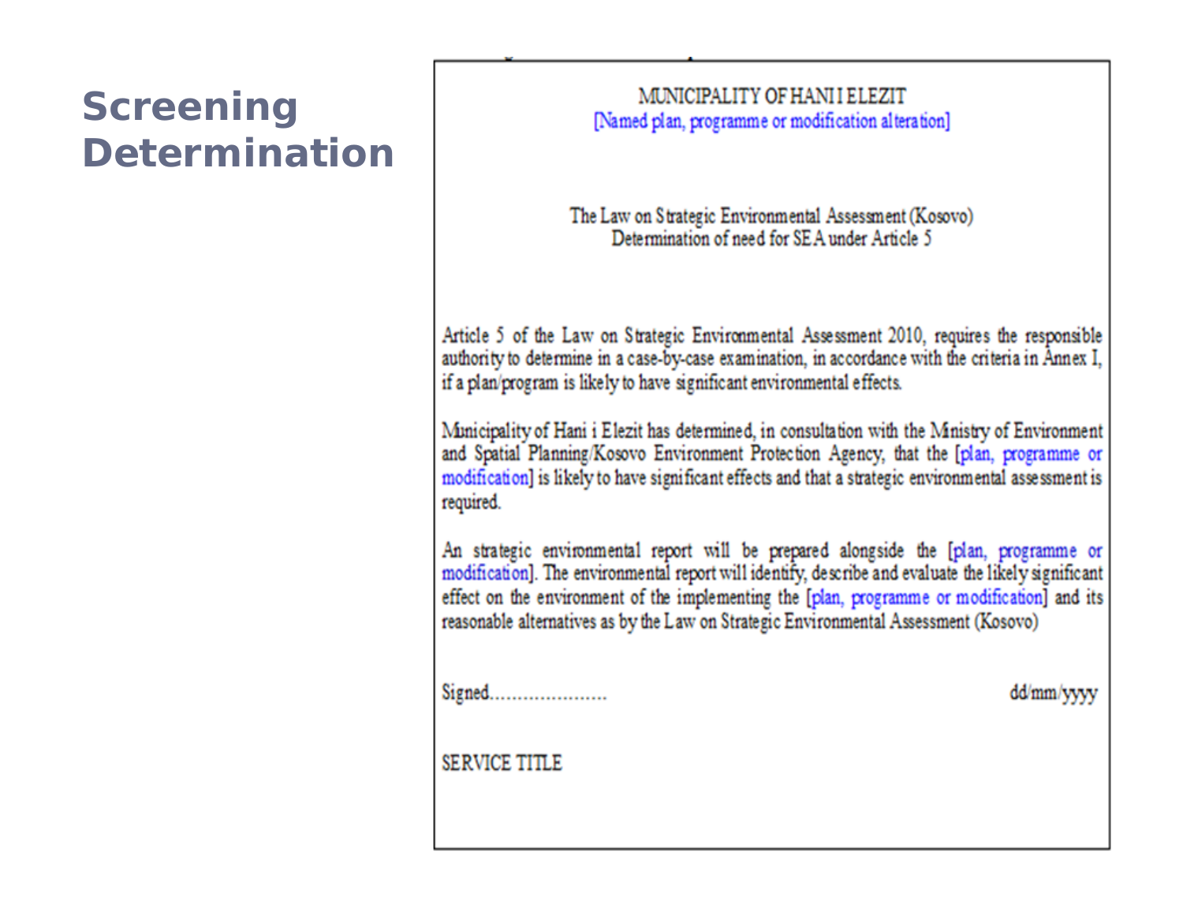# Screening Determination

MUNICIPALITY OF HANI I ELEZIT
[Named plan, programme or modification alteration]

The Law on Strategic Environmental Assessment (Kosovo)
Determination of need for SEA under Article 5

Article 5 of the Law on Strategic Environmental Assessment 2010, requires the responsible authority to determine in a case-by-case examination, in accordance with the criteria in Annex I, if a plan/program is likely to have significant environmental effects.

Municipality of Hani i Elezit has determined, in consultation with the Ministry of Environment and Spatial Planning/Kosovo Environment Protection Agency, that the [plan, programme or modification] is likely to have significant effects and that a strategic environmental assessment is required.

An strategic environmental report will be prepared alongside the [plan, programme or modification]. The environmental report will identify, describe and evaluate the likely significant effect on the environment of the implementing the [plan, programme or modification] and its reasonable alternatives as by the Law on Strategic Environmental Assessment (Kosovo)

Signed………………… dd/mm/yyyy

SERVICE TITLE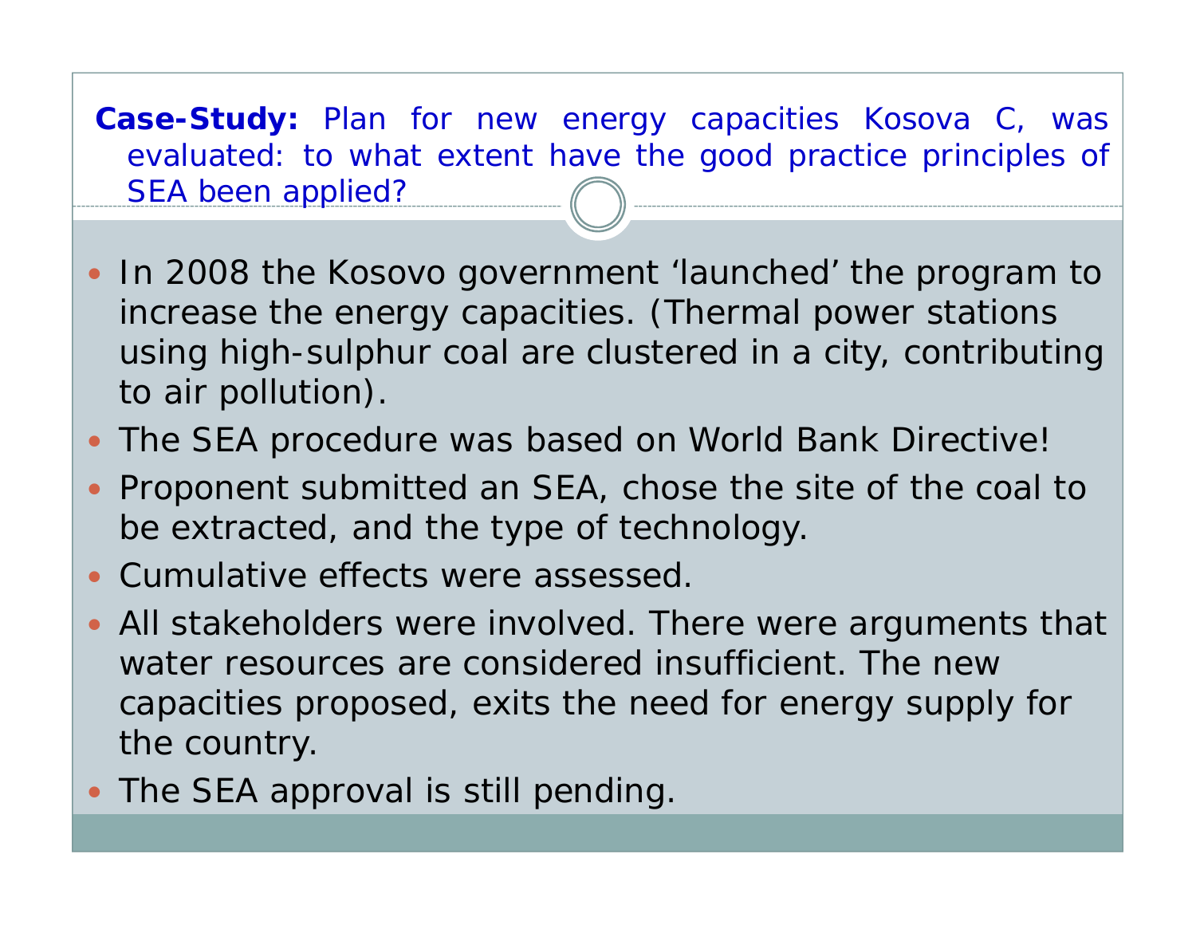**Case-Study:** Plan for new energy capacities Kosova C, was evaluated: to what extent have the good practice principles of SEA been applied?

- In 2008 the Kosovo government ‘launched’ the program to increase the energy capacities. (Thermal power stations using high-sulphur coal are clustered in a city, contributing to air pollution).
- The SEA procedure was based on World Bank Directive!
- Proponent submitted an SEA, chose the site of the coal to be extracted, and the type of technology.
- Cumulative effects were assessed.
- All stakeholders were involved. There were arguments that water resources are considered insufficient. The new capacities proposed, exits the need for energy supply for the country.
- The SEA approval is still pending.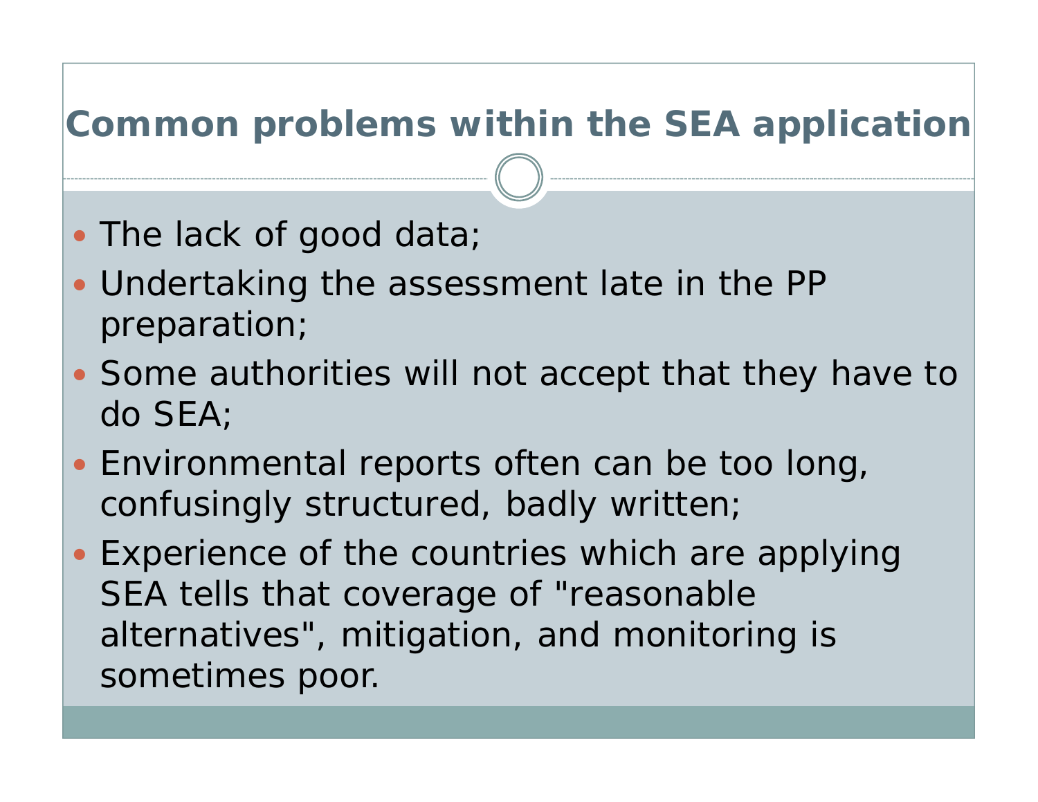# Common problems within the SEA application

- The lack of good data;
- Undertaking the assessment late in the PP preparation;
- Some authorities will not accept that they have to do SEA;
- Environmental reports often can be too long, confusingly structured, badly written;
- Experience of the countries which are applying SEA tells that coverage of "reasonable alternatives", mitigation, and monitoring is sometimes poor.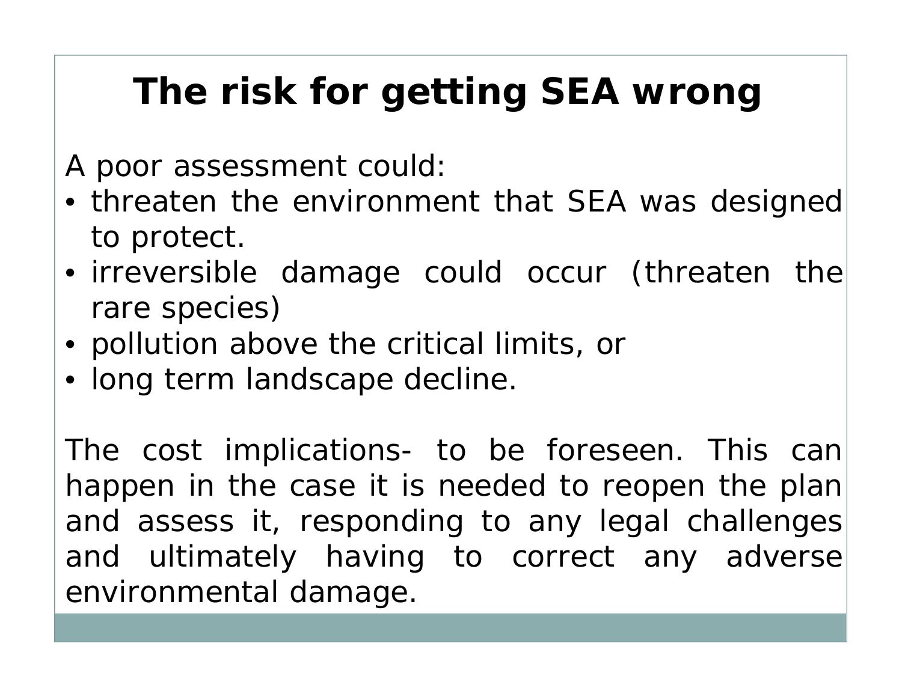# The risk for getting SEA wrong

A poor assessment could:

- threaten the environment that SEA was designed to protect.
- irreversible damage could occur (threaten the rare species)
- pollution above the critical limits, or
- long term landscape decline.

The cost implications- to be foreseen. This can happen in the case it is needed to reopen the plan and assess it, responding to any legal challenges and ultimately having to correct any adverse environmental damage.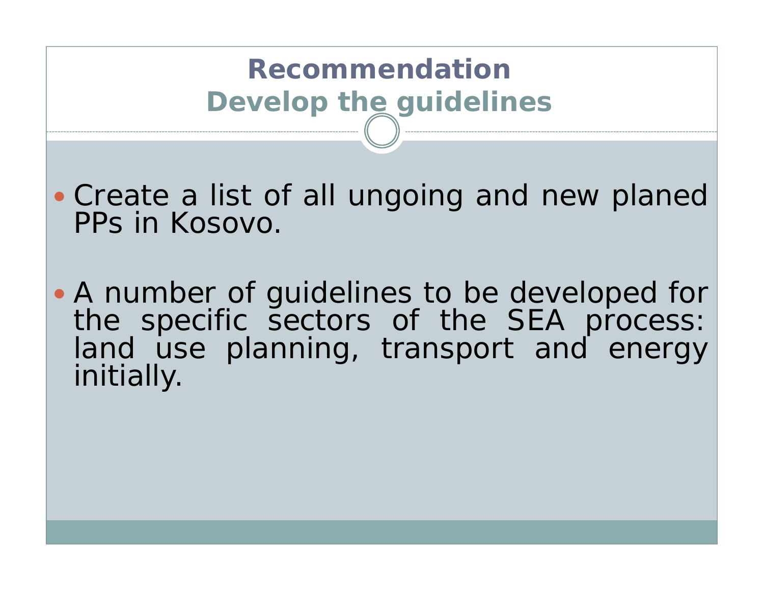# Recommendation
## Develop the guidelines

- Create a list of all ungoing and new planed PPs in Kosovo.

- A number of guidelines to be developed for the specific sectors of the SEA process: land use planning, transport and energy initially.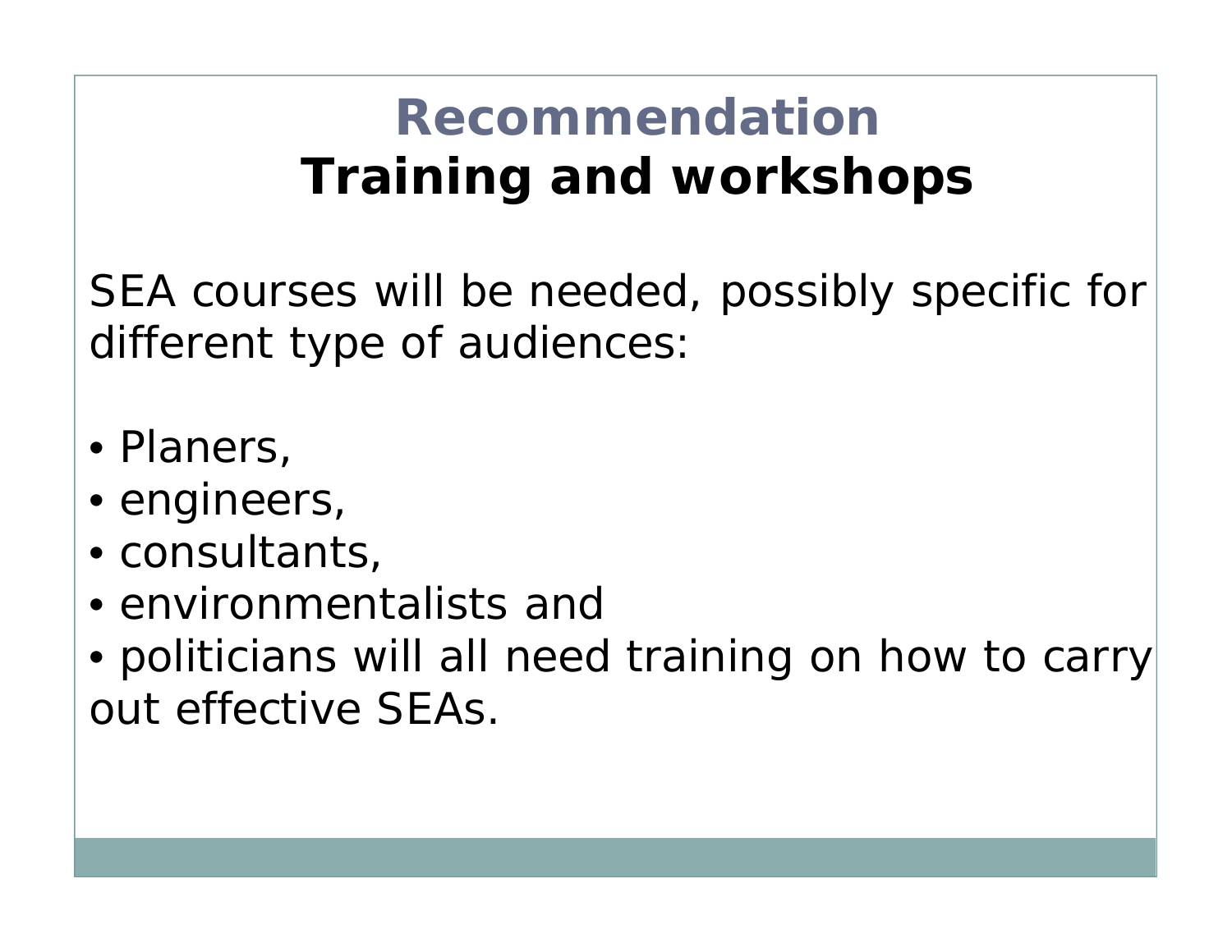# Recommendation
## Training and workshops

SEA courses will be needed, possibly specific for different type of audiences:

- Planers,
- engineers,
- consultants,
- environmentalists and
- politicians will all need training on how to carry out effective SEAs.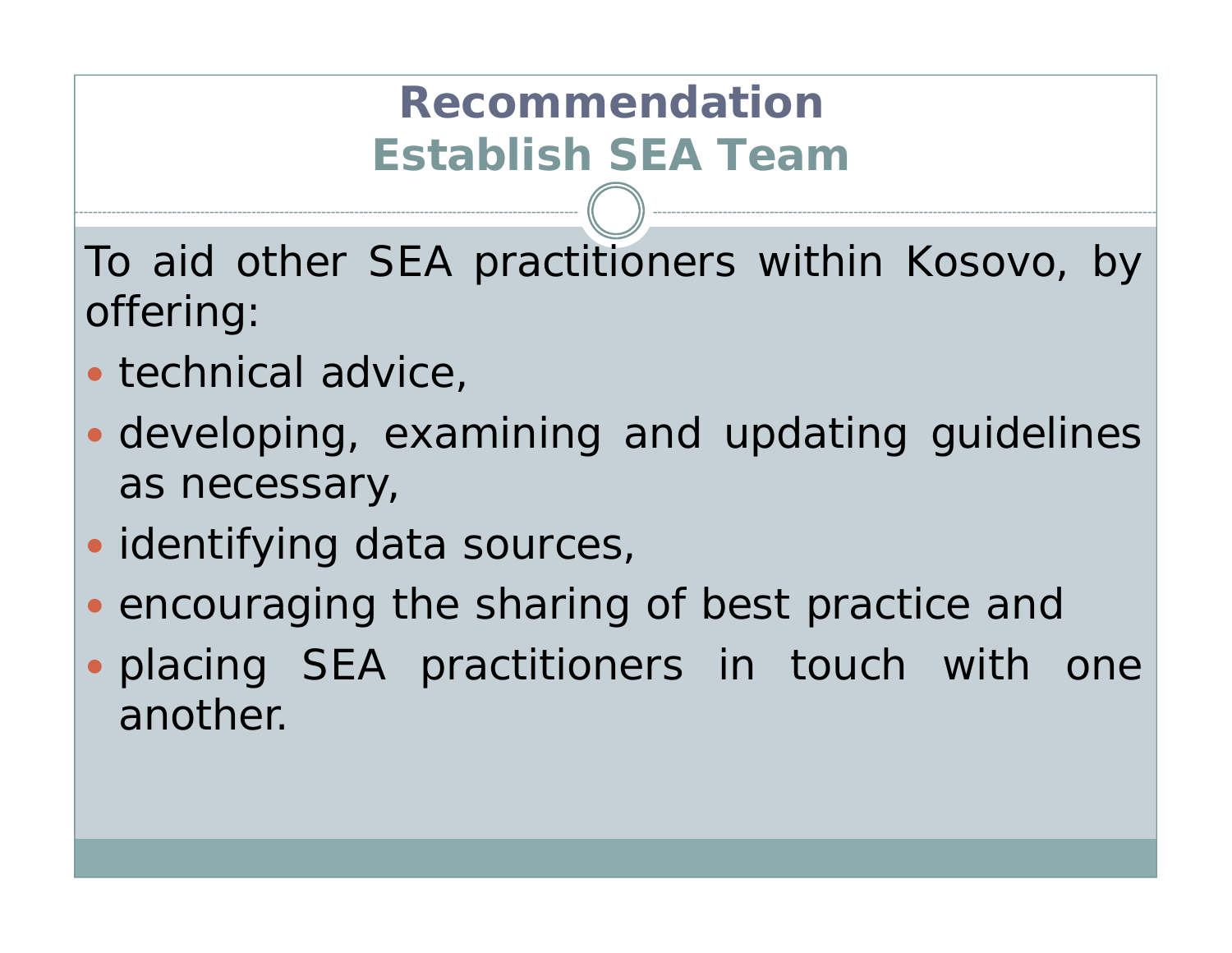# Recommendation
## Establish SEA Team

To aid other SEA practitioners within Kosovo, by offering:

- technical advice,
- developing, examining and updating guidelines as necessary,
- identifying data sources,
- encouraging the sharing of best practice and
- placing SEA practitioners in touch with one another.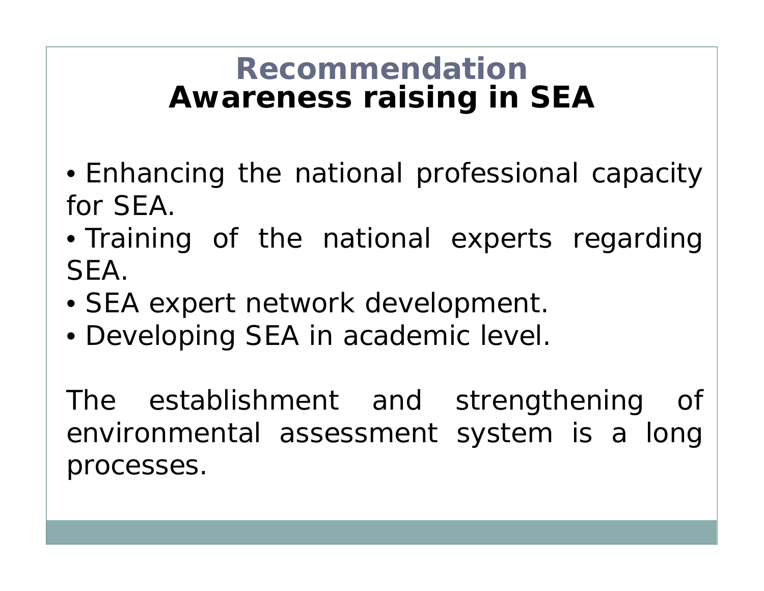# Recommendation
## Awareness raising in SEA

- Enhancing the national professional capacity for SEA.
- Training of the national experts regarding SEA.
- SEA expert network development.
- Developing SEA in academic level.

The establishment and strengthening of environmental assessment system is a long processes.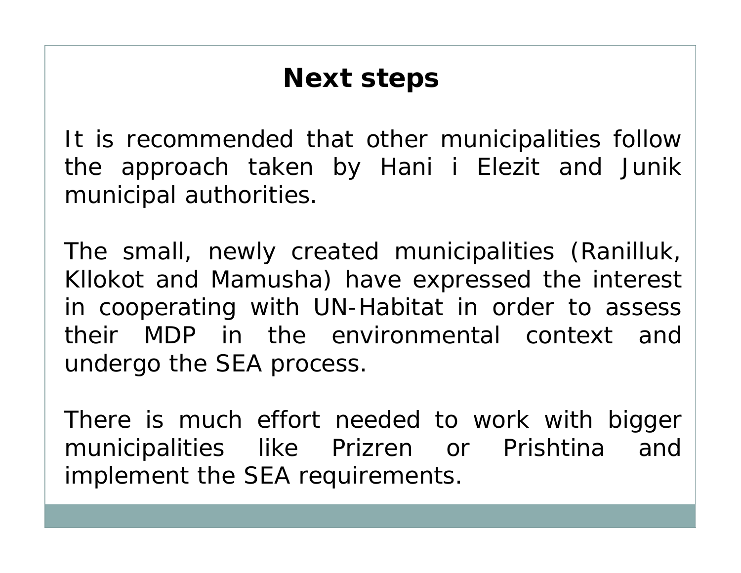# Next steps

It is recommended that other municipalities follow the approach taken by Hani i Elezit and Junik municipal authorities.

The small, newly created municipalities (Ranilluk, Kllokot and Mamusha) have expressed the interest in cooperating with UN-Habitat in order to assess their MDP in the environmental context and undergo the SEA process.

There is much effort needed to work with bigger municipalities like Prizren or Prishtina and implement the SEA requirements.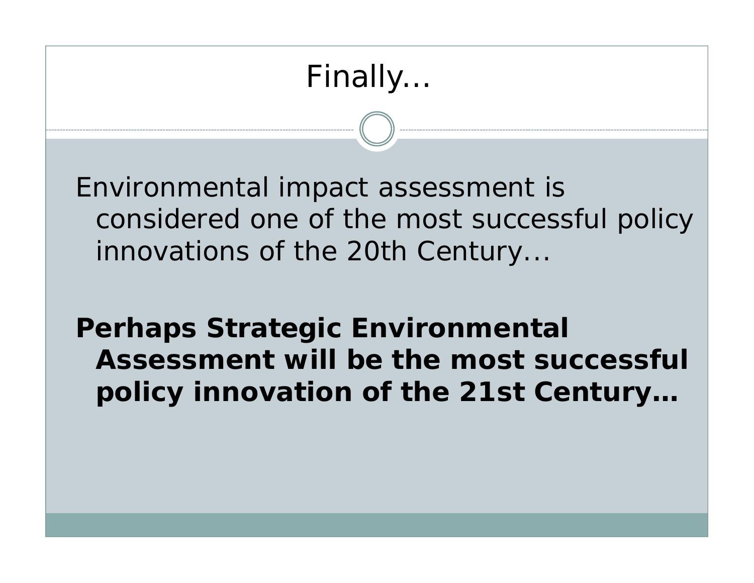# Finally…

Environmental impact assessment is considered one of the most successful policy innovations of the 20th Century…

**Perhaps Strategic Environmental Assessment will be the most successful policy innovation of the 21st Century…**